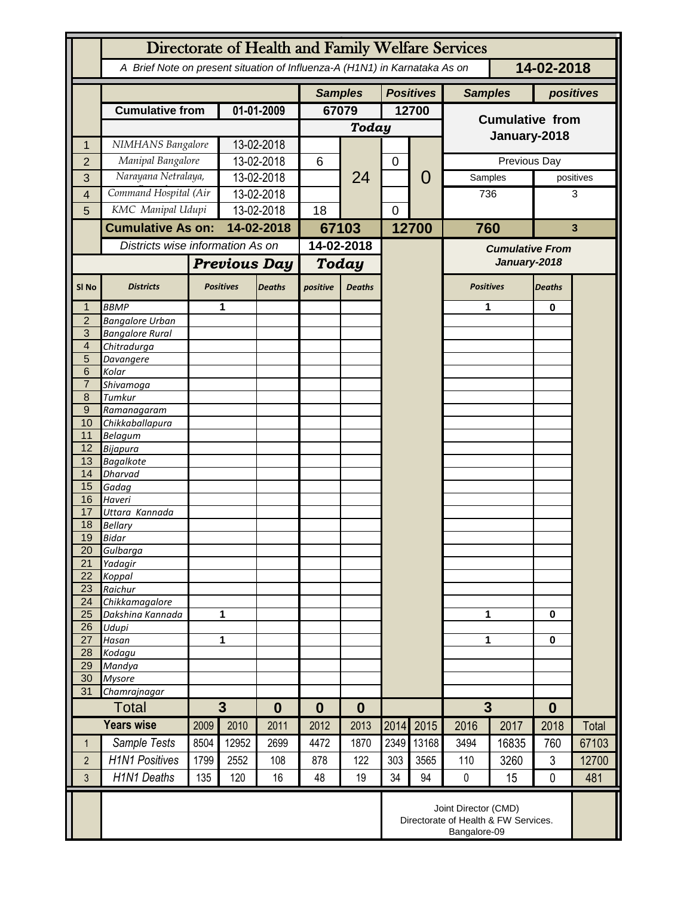# Directorate of Health and Family Welfare Services

A Brief Note on present situation of Influenza-A (H1N1) in Karnataka As on **14-02-2018**

| | | | Samples | | Positives | | Samples | positives |
|---|---|---|---|---|---|---|---|---|
| | **Cumulative from** | **01-01-2009** | **67079** | | **12700** | | **Cumulative from January-2018** | |
| | | | ***Today*** | | | | | |
| 1 | NIMHANS Bangalore | 13-02-2018 | | 24 | | 0 | | |
| 2 | Manipal Bangalore | 13-02-2018 | 6 | | 0 | | Previous Day | |
| 3 | Narayana Netralaya, | 13-02-2018 | | | | | Samples | positives |
| 4 | Command Hospital (Air | 13-02-2018 | | | | | 736 | 3 |
| 5 | KMC Manipal Udupi | 13-02-2018 | 18 | | 0 | | | |
| | **Cumulative As on:** | **14-02-2018** | **67103** | | **12700** | | **760** | **3** |

| | Districts wise information As on | | | 14-02-2018 | | | Cumulative From January-2018 | |
|---|---|---|---|---|---|---|---|---|
| | | ***Previous Day*** | | ***Today*** | | | | |
| **Sl No** | **Districts** | **Positives** | **Deaths** | **positive** | **Deaths** | | **Positives** | **Deaths** |
| 1 | BBMP | 1 | | | | | 1 | 0 |
| 2 | Bangalore Urban | | | | | | | |
| 3 | Bangalore Rural | | | | | | | |
| 4 | Chitradurga | | | | | | | |
| 5 | Davangere | | | | | | | |
| 6 | Kolar | | | | | | | |
| 7 | Shivamoga | | | | | | | |
| 8 | Tumkur | | | | | | | |
| 9 | Ramanagaram | | | | | | | |
| 10 | Chikkaballapura | | | | | | | |
| 11 | Belagum | | | | | | | |
| 12 | Bijapura | | | | | | | |
| 13 | Bagalkote | | | | | | | |
| 14 | Dharvad | | | | | | | |
| 15 | Gadag | | | | | | | |
| 16 | Haveri | | | | | | | |
| 17 | Uttara Kannada | | | | | | | |
| 18 | Bellary | | | | | | | |
| 19 | Bidar | | | | | | | |
| 20 | Gulbarga | | | | | | | |
| 21 | Yadagir | | | | | | | |
| 22 | Koppal | | | | | | | |
| 23 | Raichur | | | | | | | |
| 24 | Chikkamagalore | | | | | | | |
| 25 | Dakshina Kannada | 1 | | | | | 1 | 0 |
| 26 | Udupi | | | | | | | |
| 27 | Hasan | 1 | | | | | 1 | 0 |
| 28 | Kodagu | | | | | | | |
| 29 | Mandya | | | | | | | |
| 30 | Mysore | | | | | | | |
| 31 | Chamrajnagar | | | | | | | |
| | **Total** | **3** | **0** | **0** | **0** | | **3** | **0** |

| | **Years wise** | 2009 | 2010 | 2011 | 2012 | 2013 | 2014 | 2015 | 2016 | 2017 | 2018 | Total |
|---|---|---|---|---|---|---|---|---|---|---|---|---|
| 1 | Sample Tests | 8504 | 12952 | 2699 | 4472 | 1870 | 2349 | 13168 | 3494 | 16835 | 760 | 67103 |
| 2 | H1N1 Positives | 1799 | 2552 | 108 | 878 | 122 | 303 | 3565 | 110 | 3260 | 3 | 12700 |
| 3 | H1N1 Deaths | 135 | 120 | 16 | 48 | 19 | 34 | 94 | 0 | 15 | 0 | 481 |

Joint Director (CMD)
Directorate of Health & FW Services.
Bangalore-09